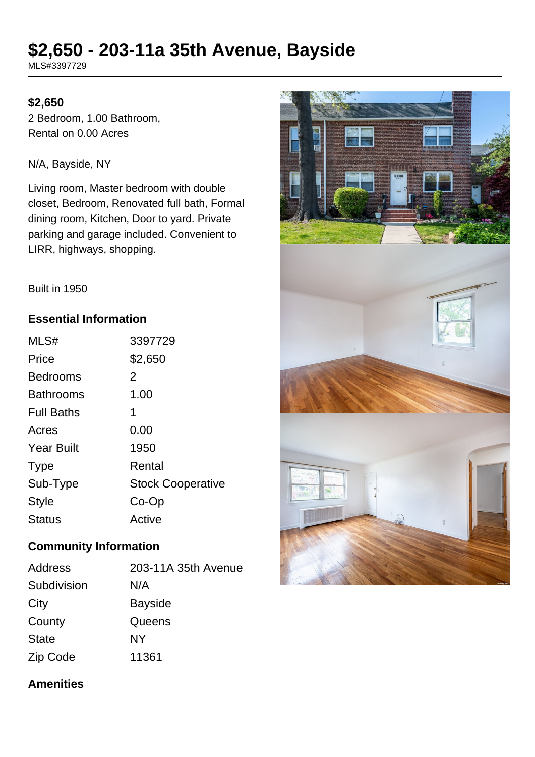# $2,650 - 203-11a 35th Avenue, Bayside

MLS#3397729

**$2,650**

2 Bedroom, 1.00 Bathroom,
Rental on 0.00 Acres

N/A, Bayside, NY

Living room, Master bedroom with double closet, Bedroom, Renovated full bath, Formal dining room, Kitchen, Door to yard. Private parking and garage included. Convenient to LIRR, highways, shopping.

Built in 1950

## Essential Information

| | |
|---|---|
| MLS# | 3397729 |
| Price | $2,650 |
| Bedrooms | 2 |
| Bathrooms | 1.00 |
| Full Baths | 1 |
| Acres | 0.00 |
| Year Built | 1950 |
| Type | Rental |
| Sub-Type | Stock Cooperative |
| Style | Co-Op |
| Status | Active |

## Community Information

| | |
|---|---|
| Address | 203-11A 35th Avenue |
| Subdivision | N/A |
| City | Bayside |
| County | Queens |
| State | NY |
| Zip Code | 11361 |

## Amenities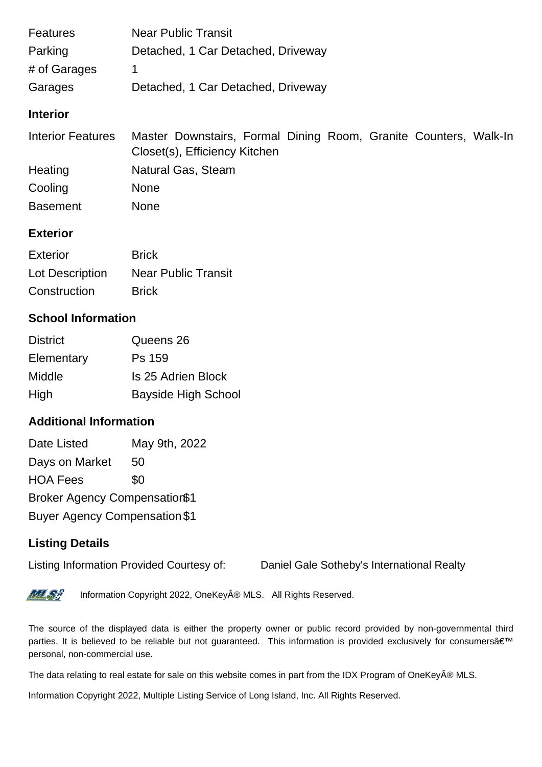| | |
|---|---|
| Features | Near Public Transit |
| Parking | Detached, 1 Car Detached, Driveway |
| # of Garages | 1 |
| Garages | Detached, 1 Car Detached, Driveway |

### Interior

| | |
|---|---|
| Interior Features | Master Downstairs, Formal Dining Room, Granite Counters, Walk-In Closet(s), Efficiency Kitchen |
| Heating | Natural Gas, Steam |
| Cooling | None |
| Basement | None |

### Exterior

| | |
|---|---|
| Exterior | Brick |
| Lot Description | Near Public Transit |
| Construction | Brick |

### School Information

| | |
|---|---|
| District | Queens 26 |
| Elementary | Ps 159 |
| Middle | Is 25 Adrien Block |
| High | Bayside High School |

### Additional Information

| | |
|---|---|
| Date Listed | May 9th, 2022 |
| Days on Market | 50 |
| HOA Fees | $0 |
| Broker Agency Compensation | $1 |
| Buyer Agency Compensation | $1 |

### Listing Details

Listing Information Provided Courtesy of: Daniel Gale Sotheby's International Realty

Information Copyright 2022, OneKeyÂ® MLS. All Rights Reserved.

The source of the displayed data is either the property owner or public record provided by non-governmental third parties. It is believed to be reliable but not guaranteed. This information is provided exclusively for consumersâ€™ personal, non-commercial use.

The data relating to real estate for sale on this website comes in part from the IDX Program of OneKeyÂ® MLS.

Information Copyright 2022, Multiple Listing Service of Long Island, Inc. All Rights Reserved.